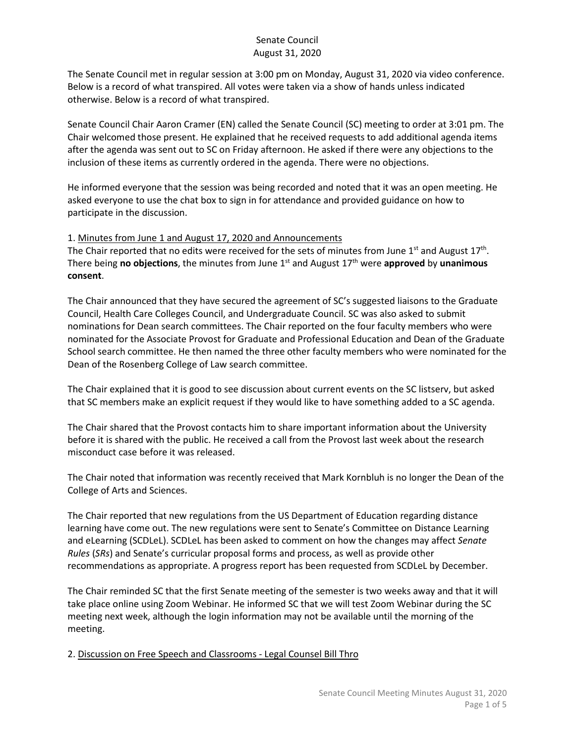# Senate Council
## August 31, 2020

The Senate Council met in regular session at 3:00 pm on Monday, August 31, 2020 via video conference. Below is a record of what transpired. All votes were taken via a show of hands unless indicated otherwise. Below is a record of what transpired.

Senate Council Chair Aaron Cramer (EN) called the Senate Council (SC) meeting to order at 3:01 pm. The Chair welcomed those present. He explained that he received requests to add additional agenda items after the agenda was sent out to SC on Friday afternoon. He asked if there were any objections to the inclusion of these items as currently ordered in the agenda. There were no objections.

He informed everyone that the session was being recorded and noted that it was an open meeting. He asked everyone to use the chat box to sign in for attendance and provided guidance on how to participate in the discussion.

1. Minutes from June 1 and August 17, 2020 and Announcements

The Chair reported that no edits were received for the sets of minutes from June 1st and August 17th. There being **no objections**, the minutes from June 1st and August 17th were **approved** by **unanimous consent**.

The Chair announced that they have secured the agreement of SC's suggested liaisons to the Graduate Council, Health Care Colleges Council, and Undergraduate Council. SC was also asked to submit nominations for Dean search committees. The Chair reported on the four faculty members who were nominated for the Associate Provost for Graduate and Professional Education and Dean of the Graduate School search committee. He then named the three other faculty members who were nominated for the Dean of the Rosenberg College of Law search committee.

The Chair explained that it is good to see discussion about current events on the SC listserv, but asked that SC members make an explicit request if they would like to have something added to a SC agenda.

The Chair shared that the Provost contacts him to share important information about the University before it is shared with the public. He received a call from the Provost last week about the research misconduct case before it was released.

The Chair noted that information was recently received that Mark Kornbluh is no longer the Dean of the College of Arts and Sciences.

The Chair reported that new regulations from the US Department of Education regarding distance learning have come out. The new regulations were sent to Senate's Committee on Distance Learning and eLearning (SCDLeL). SCDLeL has been asked to comment on how the changes may affect *Senate Rules* (*SRs*) and Senate's curricular proposal forms and process, as well as provide other recommendations as appropriate. A progress report has been requested from SCDLeL by December.

The Chair reminded SC that the first Senate meeting of the semester is two weeks away and that it will take place online using Zoom Webinar. He informed SC that we will test Zoom Webinar during the SC meeting next week, although the login information may not be available until the morning of the meeting.

2. Discussion on Free Speech and Classrooms - Legal Counsel Bill Thro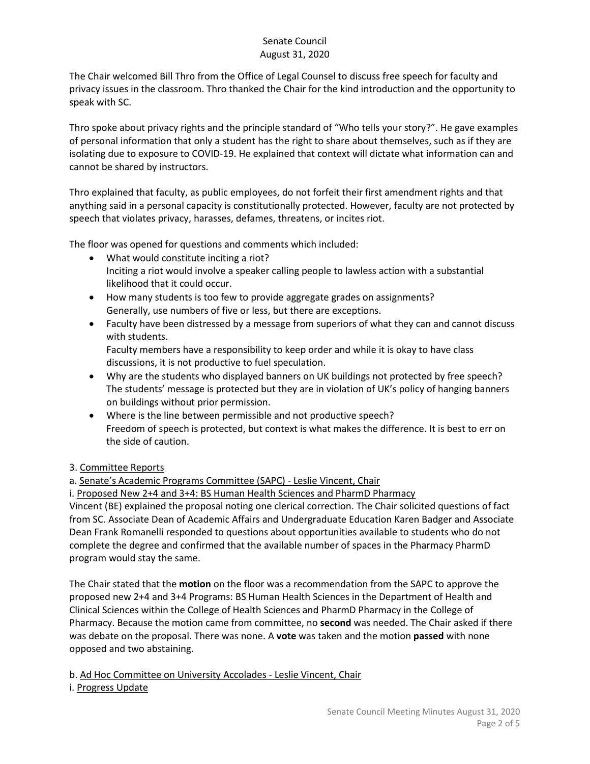The Chair welcomed Bill Thro from the Office of Legal Counsel to discuss free speech for faculty and privacy issues in the classroom. Thro thanked the Chair for the kind introduction and the opportunity to speak with SC.

Thro spoke about privacy rights and the principle standard of "Who tells your story?". He gave examples of personal information that only a student has the right to share about themselves, such as if they are isolating due to exposure to COVID-19. He explained that context will dictate what information can and cannot be shared by instructors.

Thro explained that faculty, as public employees, do not forfeit their first amendment rights and that anything said in a personal capacity is constitutionally protected. However, faculty are not protected by speech that violates privacy, harasses, defames, threatens, or incites riot.

The floor was opened for questions and comments which included:

- What would constitute inciting a riot?
  Inciting a riot would involve a speaker calling people to lawless action with a substantial likelihood that it could occur.
- How many students is too few to provide aggregate grades on assignments?
  Generally, use numbers of five or less, but there are exceptions.
- Faculty have been distressed by a message from superiors of what they can and cannot discuss with students.
  Faculty members have a responsibility to keep order and while it is okay to have class discussions, it is not productive to fuel speculation.
- Why are the students who displayed banners on UK buildings not protected by free speech?
  The students' message is protected but they are in violation of UK's policy of hanging banners on buildings without prior permission.
- Where is the line between permissible and not productive speech?
  Freedom of speech is protected, but context is what makes the difference. It is best to err on the side of caution.

3. Committee Reports

a. Senate's Academic Programs Committee (SAPC) - Leslie Vincent, Chair

i. Proposed New 2+4 and 3+4: BS Human Health Sciences and PharmD Pharmacy

Vincent (BE) explained the proposal noting one clerical correction. The Chair solicited questions of fact from SC. Associate Dean of Academic Affairs and Undergraduate Education Karen Badger and Associate Dean Frank Romanelli responded to questions about opportunities available to students who do not complete the degree and confirmed that the available number of spaces in the Pharmacy PharmD program would stay the same.

The Chair stated that the **motion** on the floor was a recommendation from the SAPC to approve the proposed new 2+4 and 3+4 Programs: BS Human Health Sciences in the Department of Health and Clinical Sciences within the College of Health Sciences and PharmD Pharmacy in the College of Pharmacy. Because the motion came from committee, no **second** was needed. The Chair asked if there was debate on the proposal. There was none. A **vote** was taken and the motion **passed** with none opposed and two abstaining.

b. Ad Hoc Committee on University Accolades - Leslie Vincent, Chair

i. Progress Update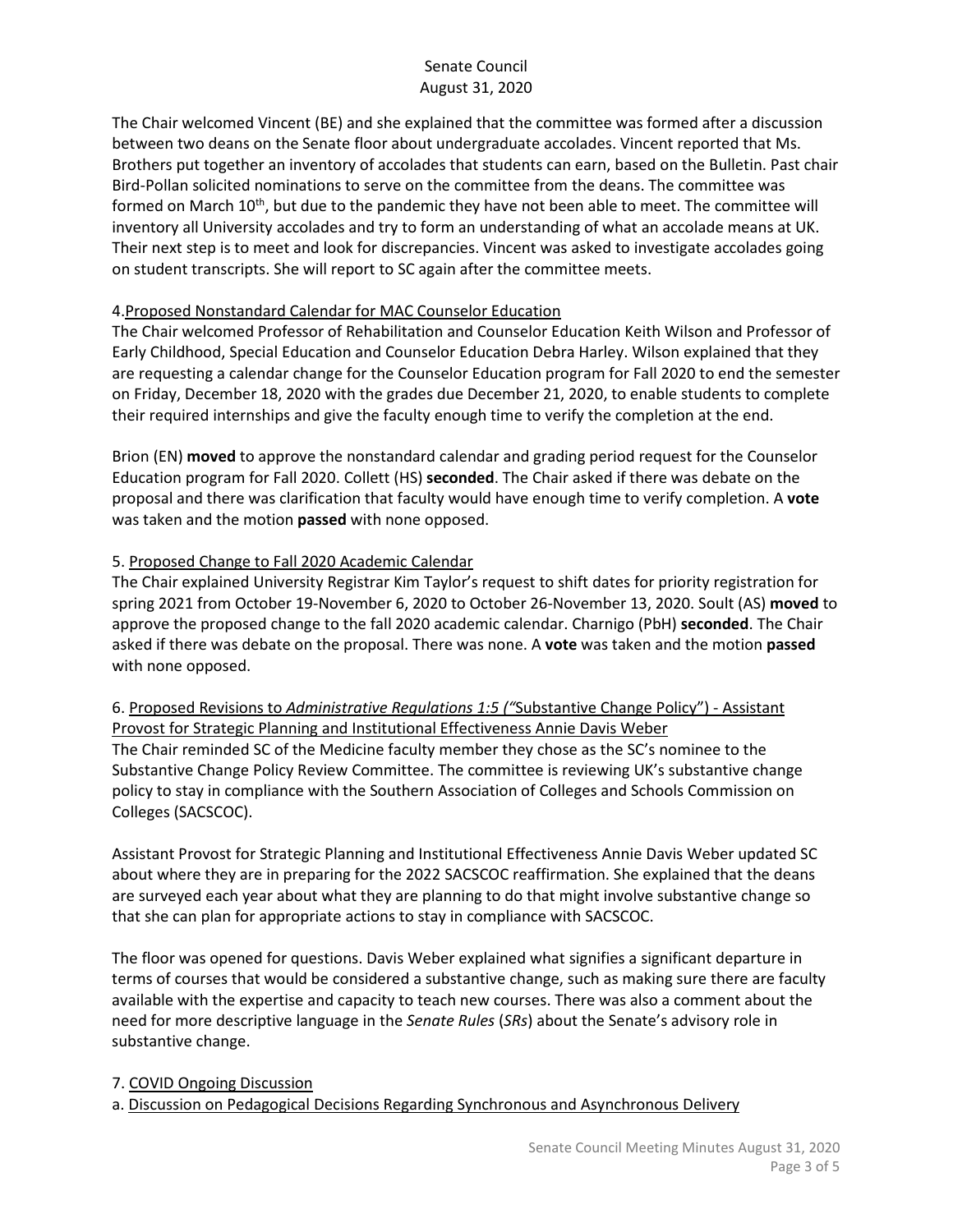The Chair welcomed Vincent (BE) and she explained that the committee was formed after a discussion between two deans on the Senate floor about undergraduate accolades. Vincent reported that Ms. Brothers put together an inventory of accolades that students can earn, based on the Bulletin. Past chair Bird-Pollan solicited nominations to serve on the committee from the deans. The committee was formed on March 10th, but due to the pandemic they have not been able to meet. The committee will inventory all University accolades and try to form an understanding of what an accolade means at UK. Their next step is to meet and look for discrepancies. Vincent was asked to investigate accolades going on student transcripts. She will report to SC again after the committee meets.

4. Proposed Nonstandard Calendar for MAC Counselor Education

The Chair welcomed Professor of Rehabilitation and Counselor Education Keith Wilson and Professor of Early Childhood, Special Education and Counselor Education Debra Harley. Wilson explained that they are requesting a calendar change for the Counselor Education program for Fall 2020 to end the semester on Friday, December 18, 2020 with the grades due December 21, 2020, to enable students to complete their required internships and give the faculty enough time to verify the completion at the end.

Brion (EN) **moved** to approve the nonstandard calendar and grading period request for the Counselor Education program for Fall 2020. Collett (HS) **seconded**. The Chair asked if there was debate on the proposal and there was clarification that faculty would have enough time to verify completion. A **vote** was taken and the motion **passed** with none opposed.

5. Proposed Change to Fall 2020 Academic Calendar

The Chair explained University Registrar Kim Taylor's request to shift dates for priority registration for spring 2021 from October 19-November 6, 2020 to October 26-November 13, 2020. Soult (AS) **moved** to approve the proposed change to the fall 2020 academic calendar. Charnigo (PbH) **seconded**. The Chair asked if there was debate on the proposal. There was none. A **vote** was taken and the motion **passed** with none opposed.

6. Proposed Revisions to *Administrative Regulations 1:5 ("*Substantive Change Policy") - Assistant Provost for Strategic Planning and Institutional Effectiveness Annie Davis Weber

The Chair reminded SC of the Medicine faculty member they chose as the SC's nominee to the Substantive Change Policy Review Committee. The committee is reviewing UK's substantive change policy to stay in compliance with the Southern Association of Colleges and Schools Commission on Colleges (SACSCOC).

Assistant Provost for Strategic Planning and Institutional Effectiveness Annie Davis Weber updated SC about where they are in preparing for the 2022 SACSCOC reaffirmation. She explained that the deans are surveyed each year about what they are planning to do that might involve substantive change so that she can plan for appropriate actions to stay in compliance with SACSCOC.

The floor was opened for questions. Davis Weber explained what signifies a significant departure in terms of courses that would be considered a substantive change, such as making sure there are faculty available with the expertise and capacity to teach new courses. There was also a comment about the need for more descriptive language in the *Senate Rules* (*SRs*) about the Senate's advisory role in substantive change.

7. COVID Ongoing Discussion

a. Discussion on Pedagogical Decisions Regarding Synchronous and Asynchronous Delivery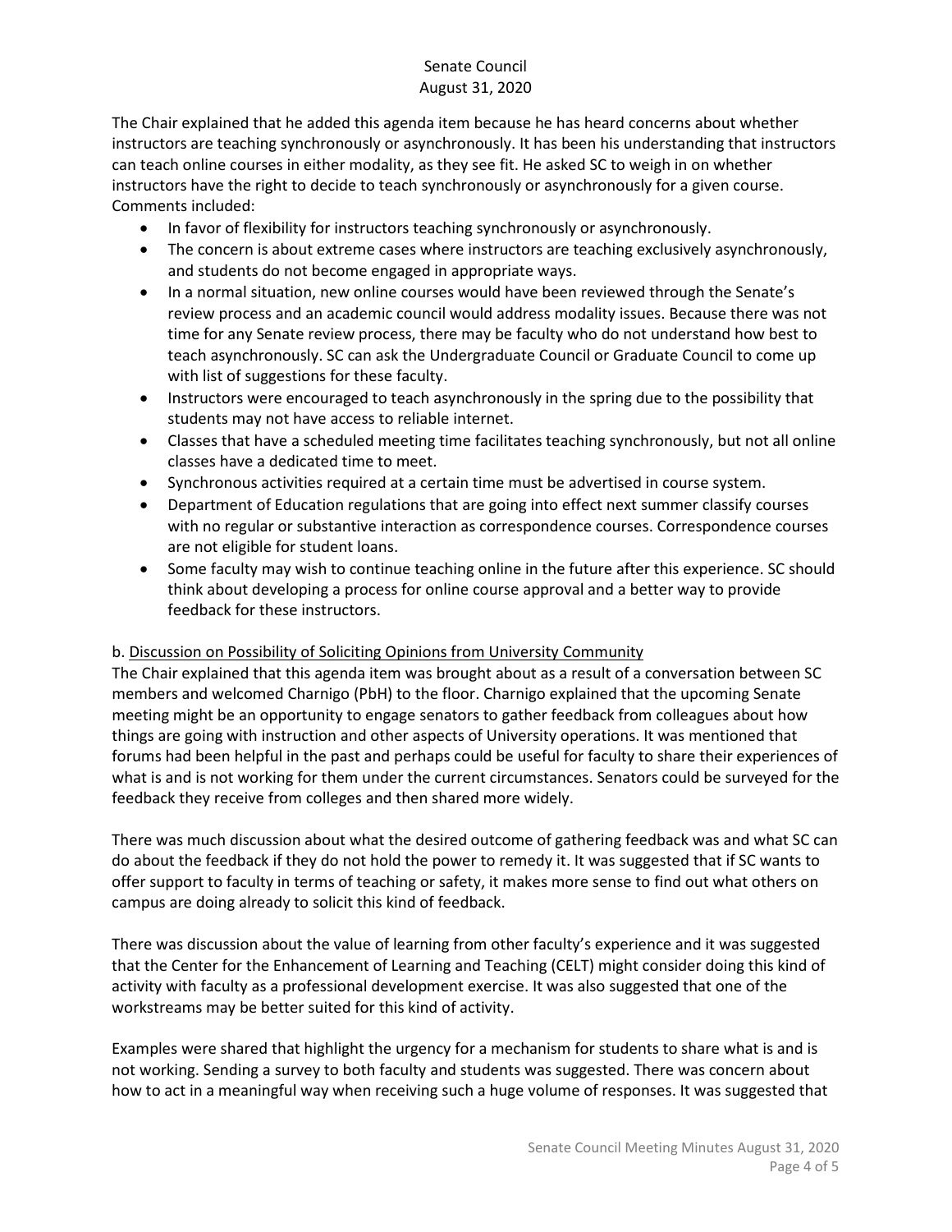The Chair explained that he added this agenda item because he has heard concerns about whether instructors are teaching synchronously or asynchronously. It has been his understanding that instructors can teach online courses in either modality, as they see fit. He asked SC to weigh in on whether instructors have the right to decide to teach synchronously or asynchronously for a given course. Comments included:

- In favor of flexibility for instructors teaching synchronously or asynchronously.
- The concern is about extreme cases where instructors are teaching exclusively asynchronously, and students do not become engaged in appropriate ways.
- In a normal situation, new online courses would have been reviewed through the Senate's review process and an academic council would address modality issues. Because there was not time for any Senate review process, there may be faculty who do not understand how best to teach asynchronously. SC can ask the Undergraduate Council or Graduate Council to come up with list of suggestions for these faculty.
- Instructors were encouraged to teach asynchronously in the spring due to the possibility that students may not have access to reliable internet.
- Classes that have a scheduled meeting time facilitates teaching synchronously, but not all online classes have a dedicated time to meet.
- Synchronous activities required at a certain time must be advertised in course system.
- Department of Education regulations that are going into effect next summer classify courses with no regular or substantive interaction as correspondence courses. Correspondence courses are not eligible for student loans.
- Some faculty may wish to continue teaching online in the future after this experience. SC should think about developing a process for online course approval and a better way to provide feedback for these instructors.

b. Discussion on Possibility of Soliciting Opinions from University Community

The Chair explained that this agenda item was brought about as a result of a conversation between SC members and welcomed Charnigo (PbH) to the floor. Charnigo explained that the upcoming Senate meeting might be an opportunity to engage senators to gather feedback from colleagues about how things are going with instruction and other aspects of University operations. It was mentioned that forums had been helpful in the past and perhaps could be useful for faculty to share their experiences of what is and is not working for them under the current circumstances. Senators could be surveyed for the feedback they receive from colleges and then shared more widely.

There was much discussion about what the desired outcome of gathering feedback was and what SC can do about the feedback if they do not hold the power to remedy it. It was suggested that if SC wants to offer support to faculty in terms of teaching or safety, it makes more sense to find out what others on campus are doing already to solicit this kind of feedback.

There was discussion about the value of learning from other faculty's experience and it was suggested that the Center for the Enhancement of Learning and Teaching (CELT) might consider doing this kind of activity with faculty as a professional development exercise. It was also suggested that one of the workstreams may be better suited for this kind of activity.

Examples were shared that highlight the urgency for a mechanism for students to share what is and is not working. Sending a survey to both faculty and students was suggested. There was concern about how to act in a meaningful way when receiving such a huge volume of responses. It was suggested that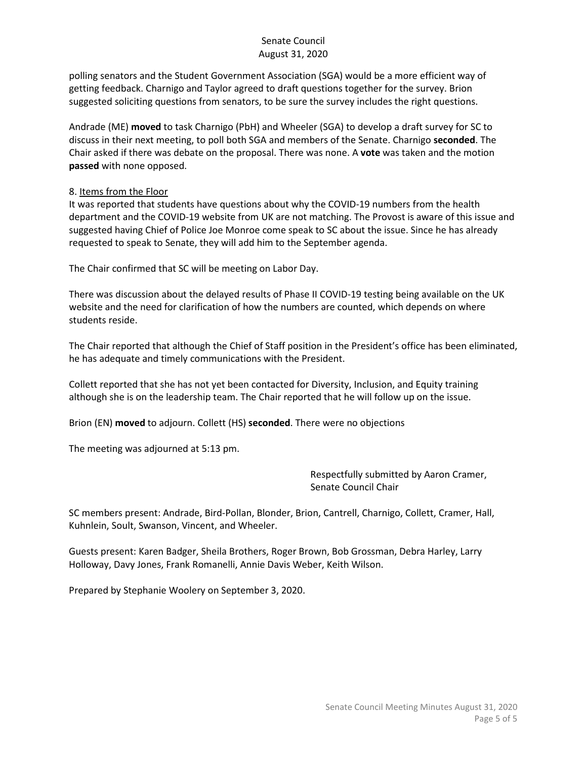polling senators and the Student Government Association (SGA) would be a more efficient way of getting feedback. Charnigo and Taylor agreed to draft questions together for the survey. Brion suggested soliciting questions from senators, to be sure the survey includes the right questions.

Andrade (ME) **moved** to task Charnigo (PbH) and Wheeler (SGA) to develop a draft survey for SC to discuss in their next meeting, to poll both SGA and members of the Senate. Charnigo **seconded**. The Chair asked if there was debate on the proposal. There was none. A **vote** was taken and the motion **passed** with none opposed.

8. Items from the Floor

It was reported that students have questions about why the COVID-19 numbers from the health department and the COVID-19 website from UK are not matching. The Provost is aware of this issue and suggested having Chief of Police Joe Monroe come speak to SC about the issue. Since he has already requested to speak to Senate, they will add him to the September agenda.

The Chair confirmed that SC will be meeting on Labor Day.

There was discussion about the delayed results of Phase II COVID-19 testing being available on the UK website and the need for clarification of how the numbers are counted, which depends on where students reside.

The Chair reported that although the Chief of Staff position in the President's office has been eliminated, he has adequate and timely communications with the President.

Collett reported that she has not yet been contacted for Diversity, Inclusion, and Equity training although she is on the leadership team. The Chair reported that he will follow up on the issue.

Brion (EN) **moved** to adjourn. Collett (HS) **seconded**. There were no objections

The meeting was adjourned at 5:13 pm.

Respectfully submitted by Aaron Cramer,
Senate Council Chair

SC members present: Andrade, Bird-Pollan, Blonder, Brion, Cantrell, Charnigo, Collett, Cramer, Hall, Kuhnlein, Soult, Swanson, Vincent, and Wheeler.

Guests present: Karen Badger, Sheila Brothers, Roger Brown, Bob Grossman, Debra Harley, Larry Holloway, Davy Jones, Frank Romanelli, Annie Davis Weber, Keith Wilson.

Prepared by Stephanie Woolery on September 3, 2020.